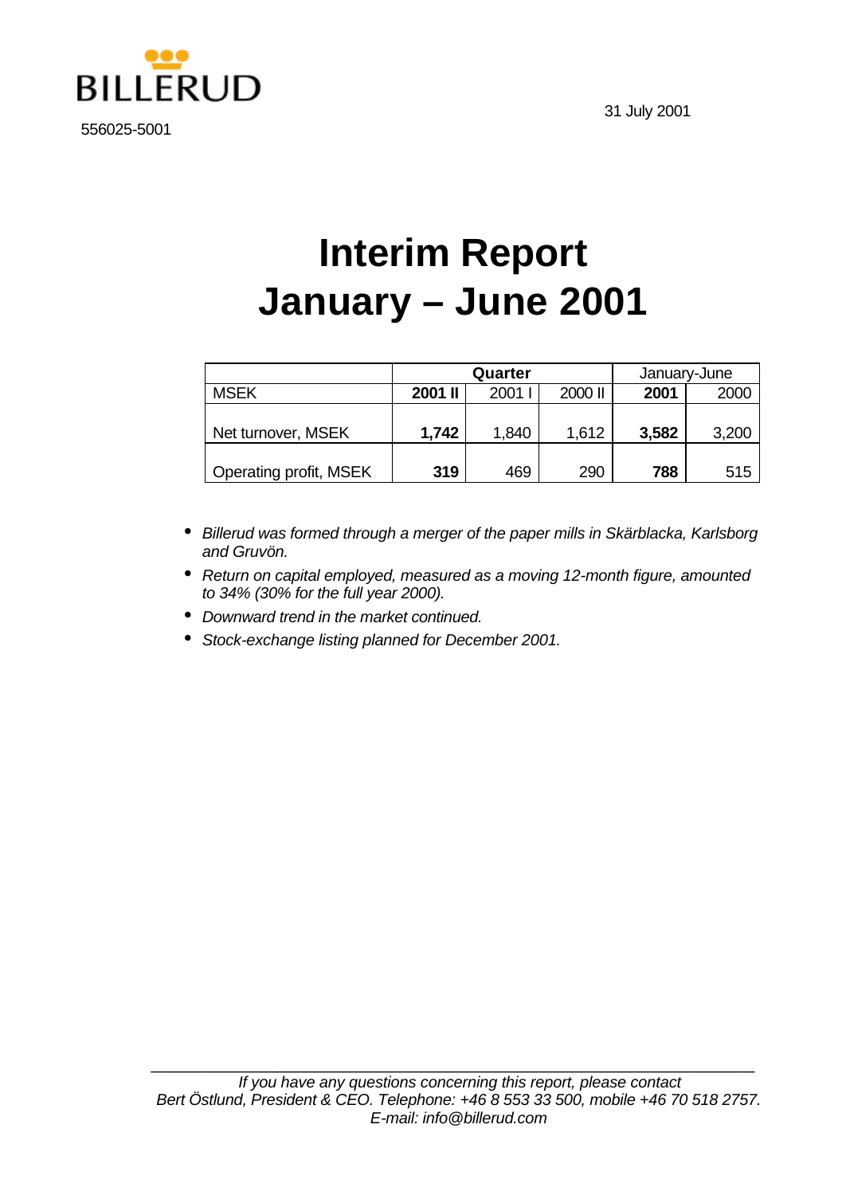BILLERUD

556025-5001

31 July 2001

# Interim Report
# January – June 2001

| | Quarter | | | January-June | |
|---|---|---|---|---|---|
| MSEK | **2001 II** | 2001 I | 2000 II | **2001** | 2000 |
| Net turnover, MSEK | **1,742** | 1,840 | 1,612 | **3,582** | 3,200 |
| Operating profit, MSEK | **319** | 469 | 290 | **788** | 515 |

- *Billerud was formed through a merger of the paper mills in Skärblacka, Karlsborg and Gruvön.*
- *Return on capital employed, measured as a moving 12-month figure, amounted to 34% (30% for the full year 2000).*
- *Downward trend in the market continued.*
- *Stock-exchange listing planned for December 2001.*

*If you have any questions concerning this report, please contact Bert Östlund, President & CEO. Telephone: +46 8 553 33 500, mobile +46 70 518 2757. E-mail: info@billerud.com*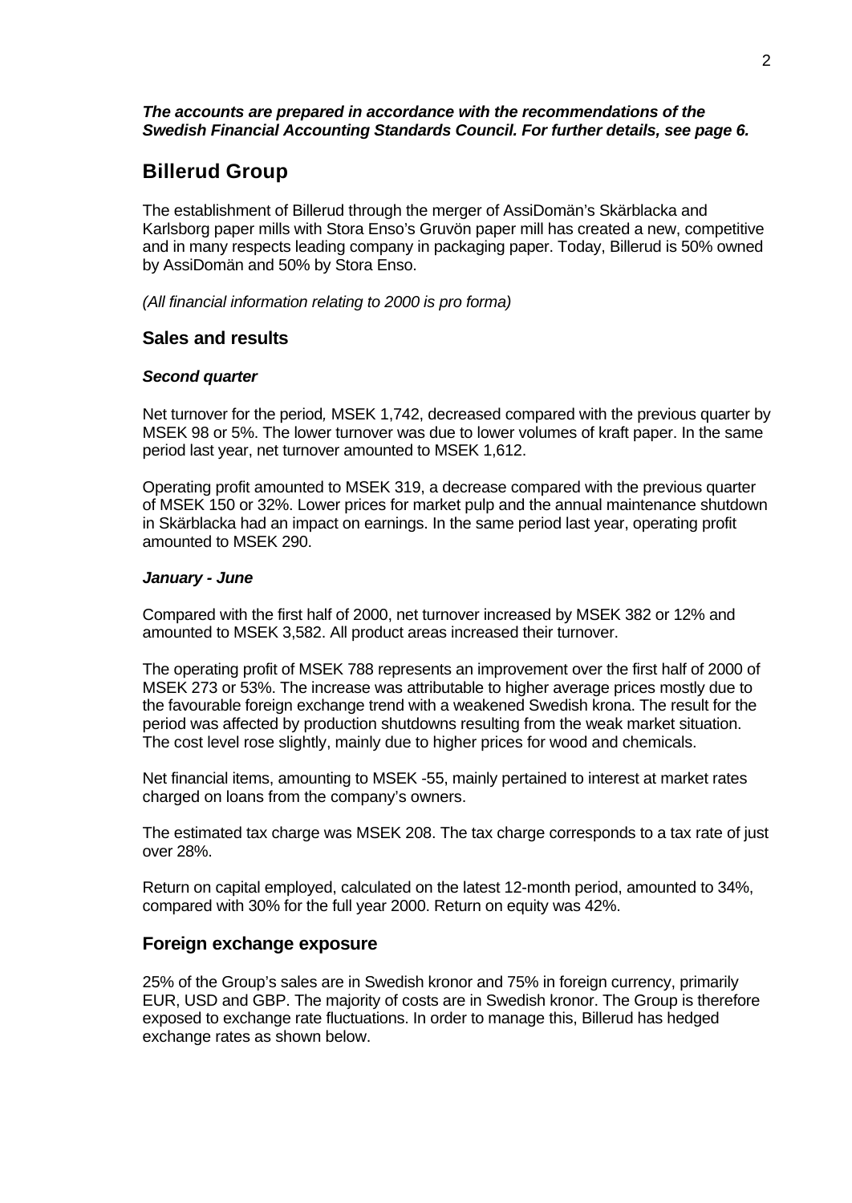***The accounts are prepared in accordance with the recommendations of the Swedish Financial Accounting Standards Council. For further details, see page 6.***

## Billerud Group

The establishment of Billerud through the merger of AssiDomän's Skärblacka and Karlsborg paper mills with Stora Enso's Gruvön paper mill has created a new, competitive and in many respects leading company in packaging paper. Today, Billerud is 50% owned by AssiDomän and 50% by Stora Enso.

*(All financial information relating to 2000 is pro forma)*

### Sales and results

#### *Second quarter*

Net turnover for the period*,* MSEK 1,742, decreased compared with the previous quarter by MSEK 98 or 5%. The lower turnover was due to lower volumes of kraft paper. In the same period last year, net turnover amounted to MSEK 1,612.

Operating profit amounted to MSEK 319, a decrease compared with the previous quarter of MSEK 150 or 32%. Lower prices for market pulp and the annual maintenance shutdown in Skärblacka had an impact on earnings. In the same period last year, operating profit amounted to MSEK 290.

#### *January - June*

Compared with the first half of 2000, net turnover increased by MSEK 382 or 12% and amounted to MSEK 3,582. All product areas increased their turnover.

The operating profit of MSEK 788 represents an improvement over the first half of 2000 of MSEK 273 or 53%. The increase was attributable to higher average prices mostly due to the favourable foreign exchange trend with a weakened Swedish krona. The result for the period was affected by production shutdowns resulting from the weak market situation. The cost level rose slightly, mainly due to higher prices for wood and chemicals.

Net financial items, amounting to MSEK -55, mainly pertained to interest at market rates charged on loans from the company's owners.

The estimated tax charge was MSEK 208. The tax charge corresponds to a tax rate of just over 28%.

Return on capital employed, calculated on the latest 12-month period, amounted to 34%, compared with 30% for the full year 2000. Return on equity was 42%.

### Foreign exchange exposure

25% of the Group's sales are in Swedish kronor and 75% in foreign currency, primarily EUR, USD and GBP. The majority of costs are in Swedish kronor. The Group is therefore exposed to exchange rate fluctuations. In order to manage this, Billerud has hedged exchange rates as shown below.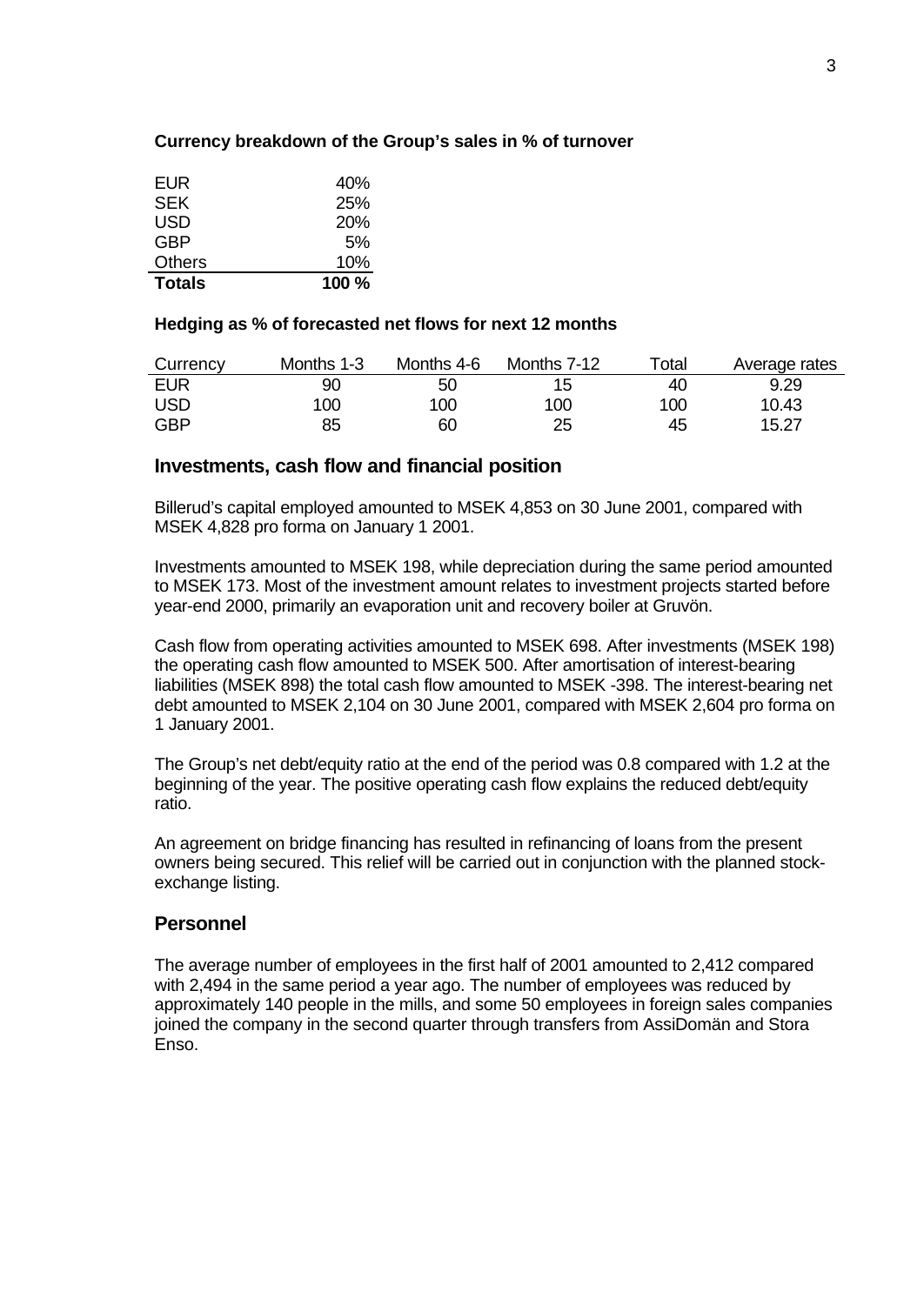**Currency breakdown of the Group's sales in % of turnover**

| | |
|---|---|
| EUR | 40% |
| SEK | 25% |
| USD | 20% |
| GBP | 5% |
| Others | 10% |
| **Totals** | **100 %** |

**Hedging as % of forecasted net flows for next 12 months**

| Currency | Months 1-3 | Months 4-6 | Months 7-12 | Total | Average rates |
|---|---|---|---|---|---|
| EUR | 90 | 50 | 15 | 40 | 9.29 |
| USD | 100 | 100 | 100 | 100 | 10.43 |
| GBP | 85 | 60 | 25 | 45 | 15.27 |

## Investments, cash flow and financial position

Billerud's capital employed amounted to MSEK 4,853 on 30 June 2001, compared with MSEK 4,828 pro forma on January 1 2001.

Investments amounted to MSEK 198, while depreciation during the same period amounted to MSEK 173. Most of the investment amount relates to investment projects started before year-end 2000, primarily an evaporation unit and recovery boiler at Gruvön.

Cash flow from operating activities amounted to MSEK 698. After investments (MSEK 198) the operating cash flow amounted to MSEK 500. After amortisation of interest-bearing liabilities (MSEK 898) the total cash flow amounted to MSEK -398. The interest-bearing net debt amounted to MSEK 2,104 on 30 June 2001, compared with MSEK 2,604 pro forma on 1 January 2001.

The Group's net debt/equity ratio at the end of the period was 0.8 compared with 1.2 at the beginning of the year. The positive operating cash flow explains the reduced debt/equity ratio.

An agreement on bridge financing has resulted in refinancing of loans from the present owners being secured. This relief will be carried out in conjunction with the planned stock-exchange listing.

## Personnel

The average number of employees in the first half of 2001 amounted to 2,412 compared with 2,494 in the same period a year ago. The number of employees was reduced by approximately 140 people in the mills, and some 50 employees in foreign sales companies joined the company in the second quarter through transfers from AssiDomän and Stora Enso.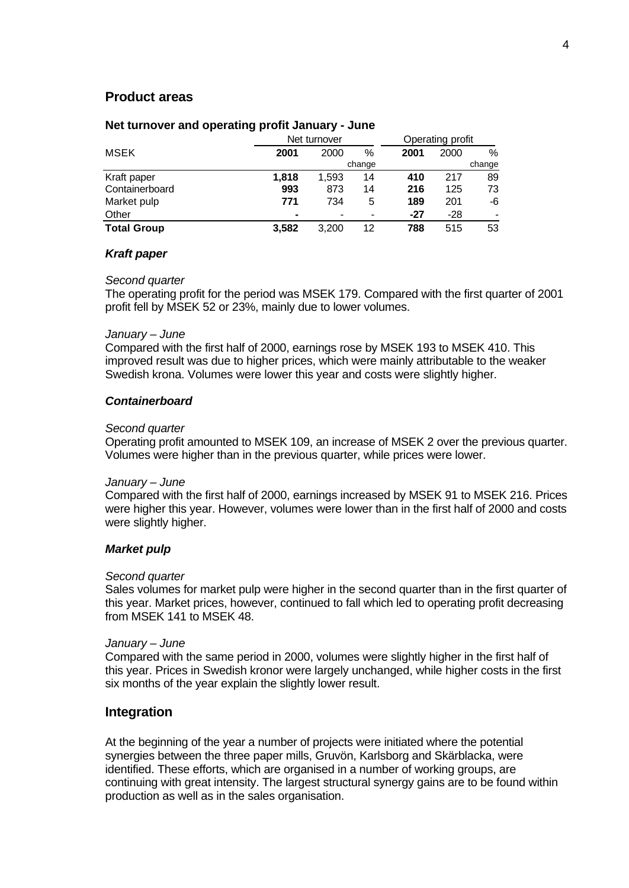## Product areas

### Net turnover and operating profit January - June

| MSEK | Net turnover | | | Operating profit | | |
|---|---|---|---|---|---|---|
| | **2001** | 2000 | % change | **2001** | 2000 | % change |
| Kraft paper | **1,818** | 1,593 | 14 | **410** | 217 | 89 |
| Containerboard | **993** | 873 | 14 | **216** | 125 | 73 |
| Market pulp | **771** | 734 | 5 | **189** | 201 | -6 |
| Other | **-** | - | - | **-27** | -28 | - |
| **Total Group** | **3,582** | 3,200 | 12 | **788** | 515 | 53 |

### *Kraft paper*

*Second quarter*

The operating profit for the period was MSEK 179. Compared with the first quarter of 2001 profit fell by MSEK 52 or 23%, mainly due to lower volumes.

*January – June*

Compared with the first half of 2000, earnings rose by MSEK 193 to MSEK 410. This improved result was due to higher prices, which were mainly attributable to the weaker Swedish krona. Volumes were lower this year and costs were slightly higher.

### *Containerboard*

*Second quarter*

Operating profit amounted to MSEK 109, an increase of MSEK 2 over the previous quarter. Volumes were higher than in the previous quarter, while prices were lower.

*January – June*

Compared with the first half of 2000, earnings increased by MSEK 91 to MSEK 216. Prices were higher this year. However, volumes were lower than in the first half of 2000 and costs were slightly higher.

### *Market pulp*

*Second quarter*

Sales volumes for market pulp were higher in the second quarter than in the first quarter of this year. Market prices, however, continued to fall which led to operating profit decreasing from MSEK 141 to MSEK 48.

*January – June*

Compared with the same period in 2000, volumes were slightly higher in the first half of this year. Prices in Swedish kronor were largely unchanged, while higher costs in the first six months of the year explain the slightly lower result.

## Integration

At the beginning of the year a number of projects were initiated where the potential synergies between the three paper mills, Gruvön, Karlsborg and Skärblacka, were identified. These efforts, which are organised in a number of working groups, are continuing with great intensity. The largest structural synergy gains are to be found within production as well as in the sales organisation.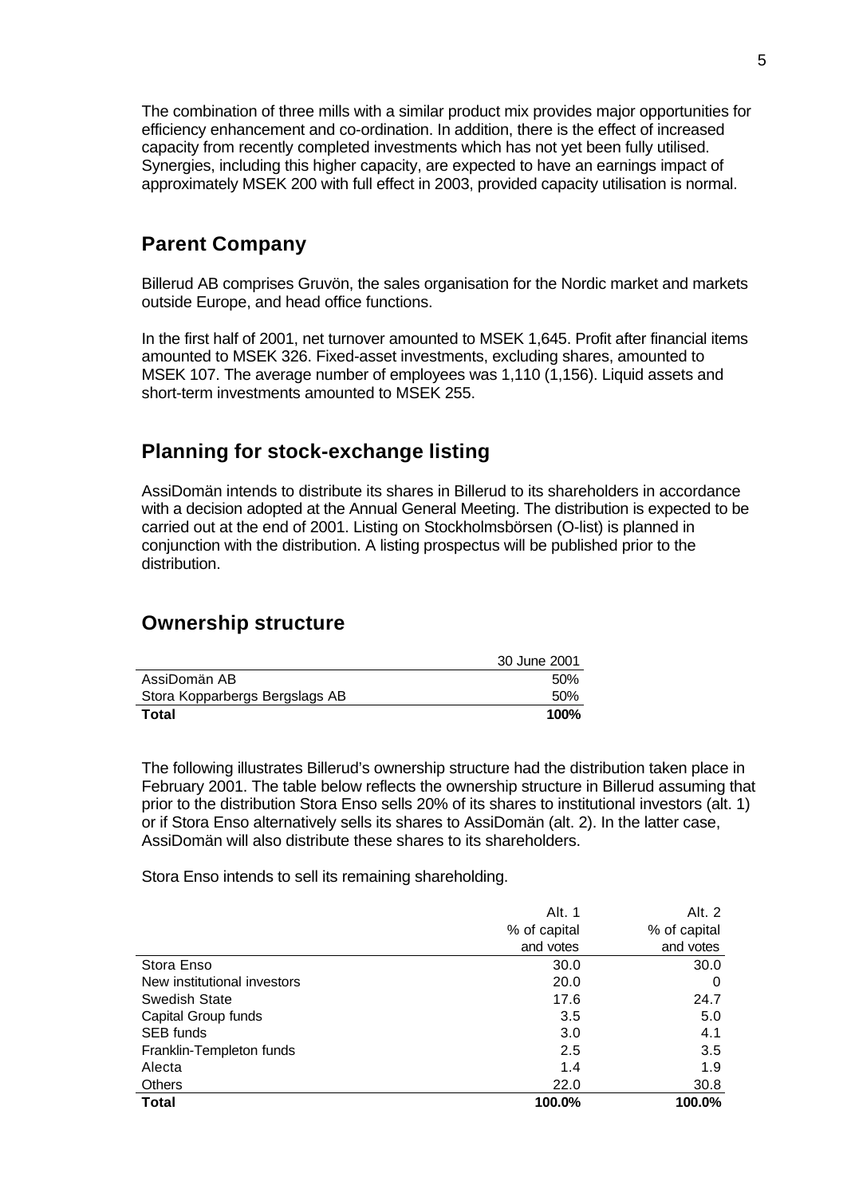The combination of three mills with a similar product mix provides major opportunities for efficiency enhancement and co-ordination. In addition, there is the effect of increased capacity from recently completed investments which has not yet been fully utilised. Synergies, including this higher capacity, are expected to have an earnings impact of approximately MSEK 200 with full effect in 2003, provided capacity utilisation is normal.

## Parent Company

Billerud AB comprises Gruvön, the sales organisation for the Nordic market and markets outside Europe, and head office functions.

In the first half of 2001, net turnover amounted to MSEK 1,645. Profit after financial items amounted to MSEK 326. Fixed-asset investments, excluding shares, amounted to MSEK 107. The average number of employees was 1,110 (1,156). Liquid assets and short-term investments amounted to MSEK 255.

## Planning for stock-exchange listing

AssiDomän intends to distribute its shares in Billerud to its shareholders in accordance with a decision adopted at the Annual General Meeting. The distribution is expected to be carried out at the end of 2001. Listing on Stockholmsbörsen (O-list) is planned in conjunction with the distribution. A listing prospectus will be published prior to the distribution.

## Ownership structure

| | 30 June 2001 |
|---|---|
| AssiDomän AB | 50% |
| Stora Kopparbergs Bergslags AB | 50% |
| **Total** | **100%** |

The following illustrates Billerud's ownership structure had the distribution taken place in February 2001. The table below reflects the ownership structure in Billerud assuming that prior to the distribution Stora Enso sells 20% of its shares to institutional investors (alt. 1) or if Stora Enso alternatively sells its shares to AssiDomän (alt. 2). In the latter case, AssiDomän will also distribute these shares to its shareholders.

Stora Enso intends to sell its remaining shareholding.

| | Alt. 1<br>% of capital and votes | Alt. 2<br>% of capital and votes |
|---|---|---|
| Stora Enso | 30.0 | 30.0 |
| New institutional investors | 20.0 | 0 |
| Swedish State | 17.6 | 24.7 |
| Capital Group funds | 3.5 | 5.0 |
| SEB funds | 3.0 | 4.1 |
| Franklin-Templeton funds | 2.5 | 3.5 |
| Alecta | 1.4 | 1.9 |
| Others | 22.0 | 30.8 |
| **Total** | **100.0%** | **100.0%** |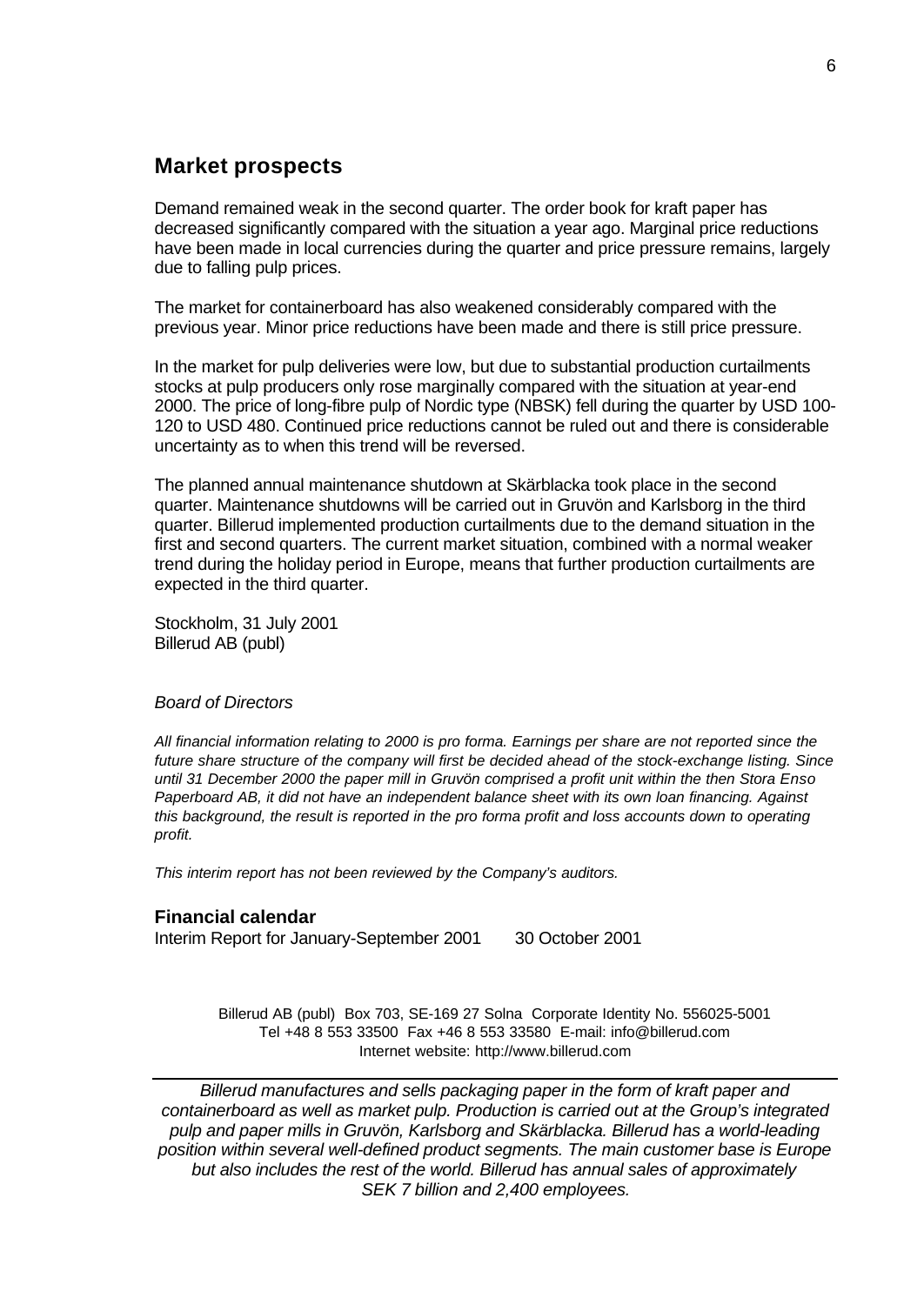## Market prospects

Demand remained weak in the second quarter. The order book for kraft paper has decreased significantly compared with the situation a year ago. Marginal price reductions have been made in local currencies during the quarter and price pressure remains, largely due to falling pulp prices.

The market for containerboard has also weakened considerably compared with the previous year. Minor price reductions have been made and there is still price pressure.

In the market for pulp deliveries were low, but due to substantial production curtailments stocks at pulp producers only rose marginally compared with the situation at year-end 2000. The price of long-fibre pulp of Nordic type (NBSK) fell during the quarter by USD 100-120 to USD 480. Continued price reductions cannot be ruled out and there is considerable uncertainty as to when this trend will be reversed.

The planned annual maintenance shutdown at Skärblacka took place in the second quarter. Maintenance shutdowns will be carried out in Gruvön and Karlsborg in the third quarter. Billerud implemented production curtailments due to the demand situation in the first and second quarters. The current market situation, combined with a normal weaker trend during the holiday period in Europe, means that further production curtailments are expected in the third quarter.

Stockholm, 31 July 2001
Billerud AB (publ)

*Board of Directors*

*All financial information relating to 2000 is pro forma. Earnings per share are not reported since the future share structure of the company will first be decided ahead of the stock-exchange listing. Since until 31 December 2000 the paper mill in Gruvön comprised a profit unit within the then Stora Enso Paperboard AB, it did not have an independent balance sheet with its own loan financing. Against this background, the result is reported in the pro forma profit and loss accounts down to operating profit.*

*This interim report has not been reviewed by the Company's auditors.*

### Financial calendar

Interim Report for January-September 2001 30 October 2001

Billerud AB (publ) Box 703, SE-169 27 Solna Corporate Identity No. 556025-5001
Tel +48 8 553 33500 Fax +46 8 553 33580 E-mail: info@billerud.com
Internet website: http://www.billerud.com

---

*Billerud manufactures and sells packaging paper in the form of kraft paper and containerboard as well as market pulp. Production is carried out at the Group's integrated pulp and paper mills in Gruvön, Karlsborg and Skärblacka. Billerud has a world-leading position within several well-defined product segments. The main customer base is Europe but also includes the rest of the world. Billerud has annual sales of approximately SEK 7 billion and 2,400 employees.*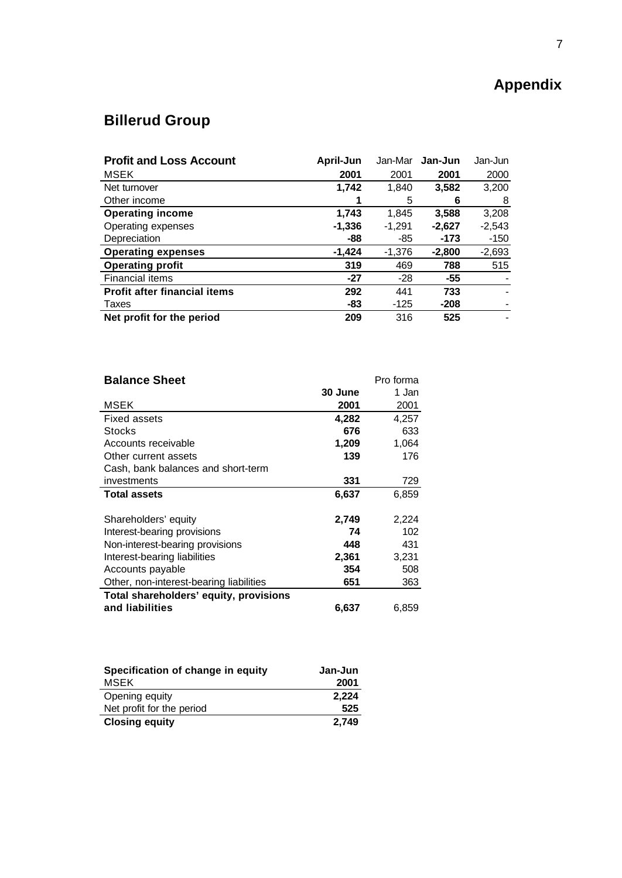# Appendix

## Billerud Group

| Profit and Loss Account | April-Jun | Jan-Mar | Jan-Jun | Jan-Jun |
|---|---|---|---|---|
| MSEK | 2001 | 2001 | 2001 | 2000 |
| Net turnover | **1,742** | 1,840 | **3,582** | 3,200 |
| Other income | **1** | 5 | **6** | 8 |
| **Operating income** | **1,743** | 1,845 | **3,588** | 3,208 |
| Operating expenses | **-1,336** | -1,291 | **-2,627** | -2,543 |
| Depreciation | **-88** | -85 | **-173** | -150 |
| **Operating expenses** | **-1,424** | -1,376 | **-2,800** | -2,693 |
| **Operating profit** | **319** | 469 | **788** | 515 |
| Financial items | **-27** | -28 | **-55** | - |
| **Profit after financial items** | **292** | 441 | **733** | - |
| Taxes | **-83** | -125 | **-208** | - |
| **Net profit for the period** | **209** | 316 | **525** | - |

| Balance Sheet | 30 June | Pro forma 1 Jan |
|---|---|---|
| MSEK | 2001 | 2001 |
| Fixed assets | **4,282** | 4,257 |
| Stocks | **676** | 633 |
| Accounts receivable | **1,209** | 1,064 |
| Other current assets | **139** | 176 |
| Cash, bank balances and short-term investments | **331** | 729 |
| **Total assets** | **6,637** | 6,859 |
| | | |
| Shareholders' equity | **2,749** | 2,224 |
| Interest-bearing provisions | **74** | 102 |
| Non-interest-bearing provisions | **448** | 431 |
| Interest-bearing liabilities | **2,361** | 3,231 |
| Accounts payable | **354** | 508 |
| Other, non-interest-bearing liabilities | **651** | 363 |
| **Total shareholders' equity, provisions and liabilities** | **6,637** | 6,859 |

| Specification of change in equity | Jan-Jun |
|---|---|
| MSEK | 2001 |
| Opening equity | **2,224** |
| Net profit for the period | **525** |
| **Closing equity** | **2,749** |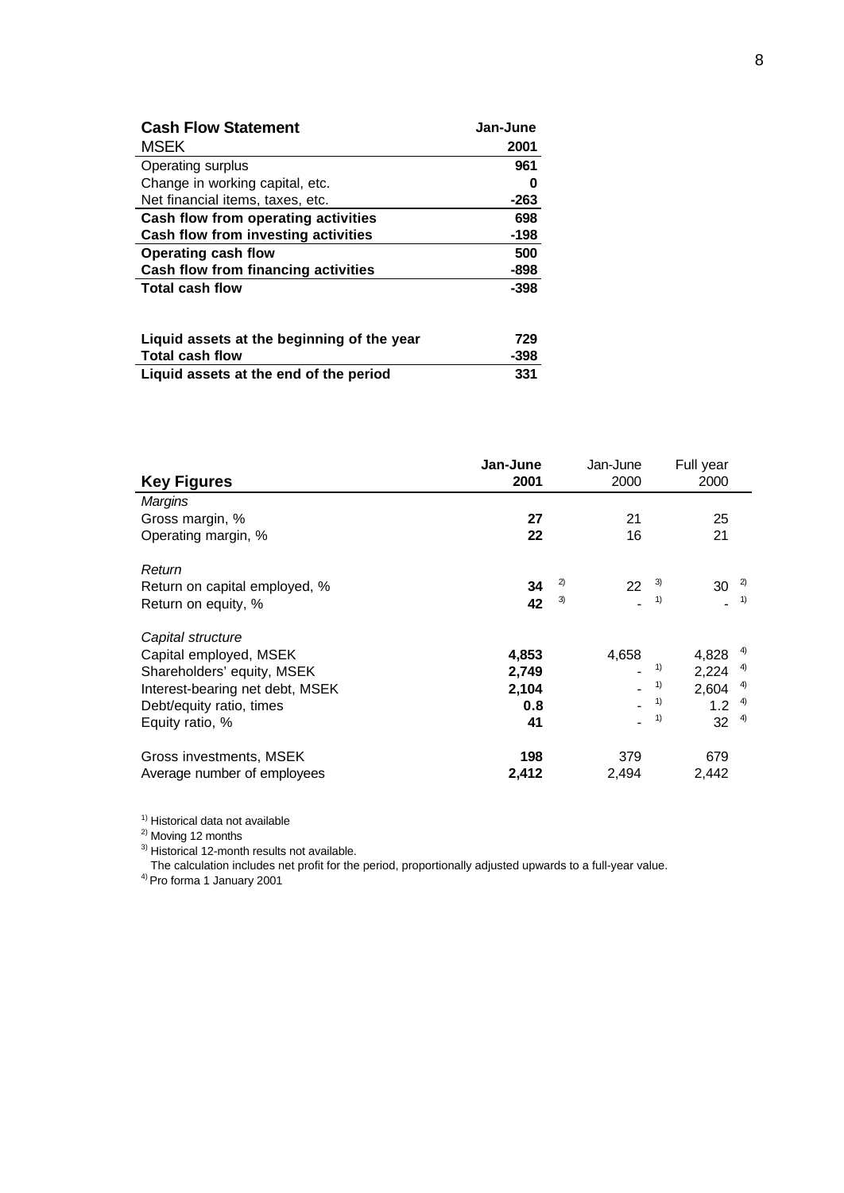| **Cash Flow Statement** | **Jan-June** |
|---|---|
| MSEK | **2001** |
| Operating surplus | **961** |
| Change in working capital, etc. | **0** |
| Net financial items, taxes, etc. | **-263** |
| **Cash flow from operating activities** | **698** |
| **Cash flow from investing activities** | **-198** |
| **Operating cash flow** | **500** |
| **Cash flow from financing activities** | **-898** |
| **Total cash flow** | **-398** |
| | |
| **Liquid assets at the beginning of the year** | **729** |
| **Total cash flow** | **-398** |
| **Liquid assets at the end of the period** | **331** |

| **Key Figures** | **Jan-June 2001** | Jan-June 2000 | Full year 2000 |
|---|---|---|---|
| *Margins* | | | |
| Gross margin, % | **27** | 21 | 25 |
| Operating margin, % | **22** | 16 | 21 |
| | | | |
| *Return* | | | |
| Return on capital employed, % | **34** [2] | 22 [3] | 30 [2] |
| Return on equity, % | **42** [3] | - [1] | - [1] |
| | | | |
| *Capital structure* | | | |
| Capital employed, MSEK | **4,853** | 4,658 | 4,828 [4] |
| Shareholders' equity, MSEK | **2,749** | - [1] | 2,224 [4] |
| Interest-bearing net debt, MSEK | **2,104** | - [1] | 2,604 [4] |
| Debt/equity ratio, times | **0.8** | - [1] | 1.2 [4] |
| Equity ratio, % | **41** | - [1] | 32 [4] |
| | | | |
| Gross investments, MSEK | **198** | 379 | 679 |
| Average number of employees | **2,412** | 2,494 | 2,442 |

[1] Historical data not available
[2] Moving 12 months
[3] Historical 12-month results not available.
The calculation includes net profit for the period, proportionally adjusted upwards to a full-year value.
[4] Pro forma 1 January 2001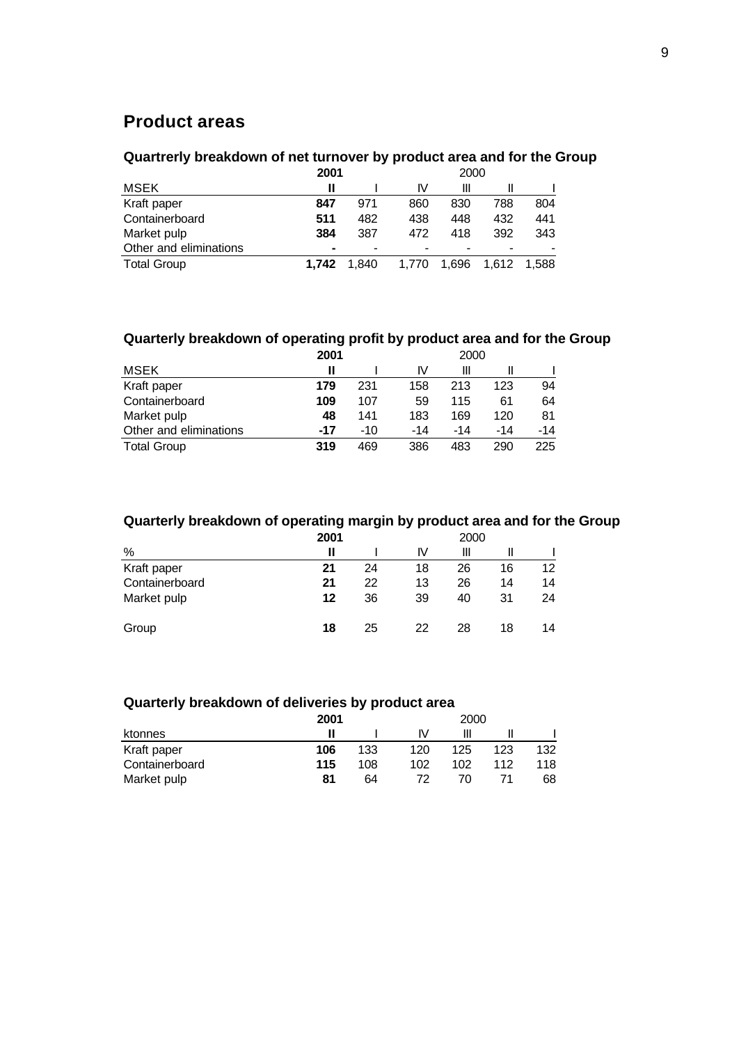## Product areas

### Quartrerly breakdown of net turnover by product area and for the Group

| | 2001 | | 2000 | | | |
|---|---|---|---|---|---|---|
| MSEK | **II** | I | IV | III | II | I |
| Kraft paper | **847** | 971 | 860 | 830 | 788 | 804 |
| Containerboard | **511** | 482 | 438 | 448 | 432 | 441 |
| Market pulp | **384** | 387 | 472 | 418 | 392 | 343 |
| Other and eliminations | **-** | - | - | - | - | - |
| Total Group | **1,742** | 1,840 | 1,770 | 1,696 | 1,612 | 1,588 |

### Quarterly breakdown of operating profit by product area and for the Group

| | 2001 | | 2000 | | | |
|---|---|---|---|---|---|---|
| MSEK | **II** | I | IV | III | II | I |
| Kraft paper | **179** | 231 | 158 | 213 | 123 | 94 |
| Containerboard | **109** | 107 | 59 | 115 | 61 | 64 |
| Market pulp | **48** | 141 | 183 | 169 | 120 | 81 |
| Other and eliminations | **-17** | -10 | -14 | -14 | -14 | -14 |
| Total Group | **319** | 469 | 386 | 483 | 290 | 225 |

### Quarterly breakdown of operating margin by product area and for the Group

| | 2001 | | 2000 | | | |
|---|---|---|---|---|---|---|
| % | **II** | I | IV | III | II | I |
| Kraft paper | **21** | 24 | 18 | 26 | 16 | 12 |
| Containerboard | **21** | 22 | 13 | 26 | 14 | 14 |
| Market pulp | **12** | 36 | 39 | 40 | 31 | 24 |
| Group | **18** | 25 | 22 | 28 | 18 | 14 |

### Quarterly breakdown of deliveries by product area

| | 2001 | | 2000 | | | |
|---|---|---|---|---|---|---|
| ktonnes | **II** | I | IV | III | II | I |
| Kraft paper | **106** | 133 | 120 | 125 | 123 | 132 |
| Containerboard | **115** | 108 | 102 | 102 | 112 | 118 |
| Market pulp | **81** | 64 | 72 | 70 | 71 | 68 |